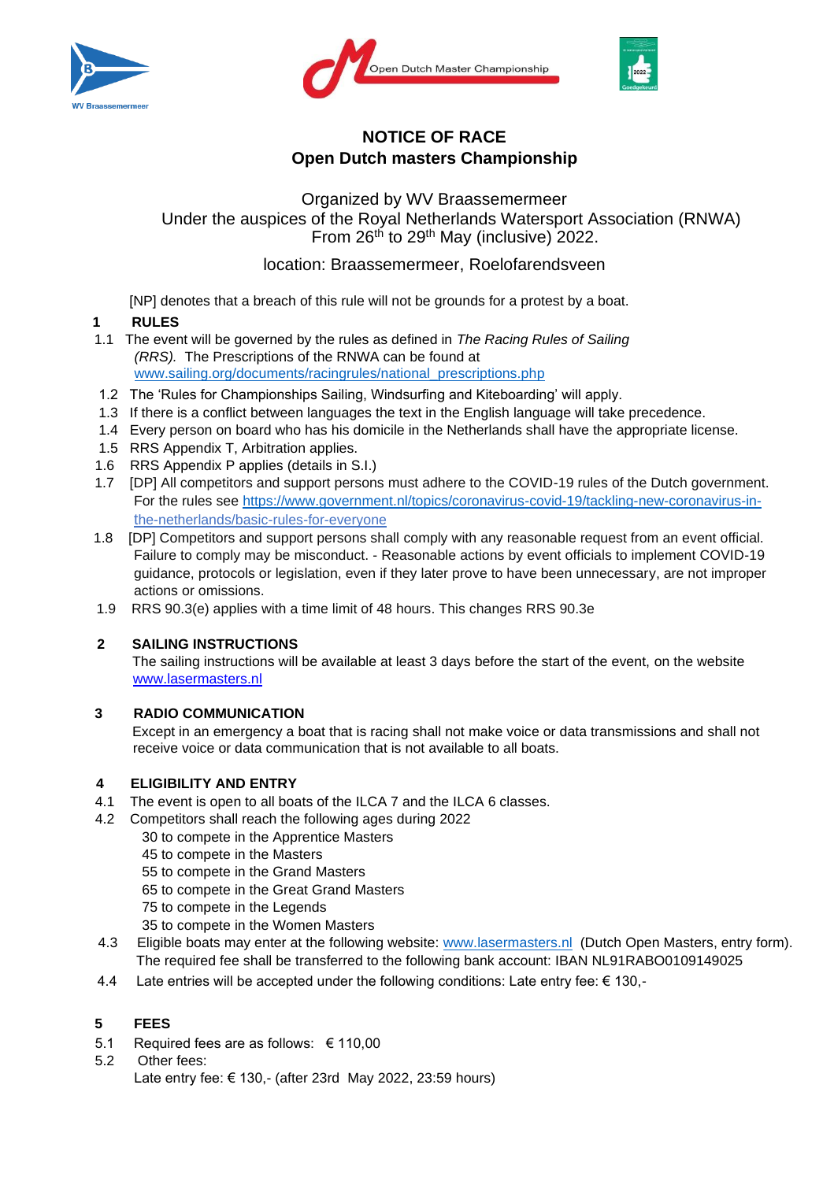# NOTICE OF RACE
# Open Dutch masters Championship

Organized by WV Braassemermeer
Under the auspices of the Royal Netherlands Watersport Association (RNWA)
From 26th to 29th May (inclusive) 2022.

location: Braassemermeer, Roelofarendsveen

[NP] denotes that a breach of this rule will not be grounds for a protest by a boat.

## 1 RULES

1.1 The event will be governed by the rules as defined in *The Racing Rules of Sailing (RRS).* The Prescriptions of the RNWA can be found at www.sailing.org/documents/racingrules/national_prescriptions.php

1.2 The 'Rules for Championships Sailing, Windsurfing and Kiteboarding' will apply.

1.3 If there is a conflict between languages the text in the English language will take precedence.

1.4 Every person on board who has his domicile in the Netherlands shall have the appropriate license.

1.5 RRS Appendix T, Arbitration applies.

1.6 RRS Appendix P applies (details in S.I.)

1.7 [DP] All competitors and support persons must adhere to the COVID-19 rules of the Dutch government. For the rules see https://www.government.nl/topics/coronavirus-covid-19/tackling-new-coronavirus-in-the-netherlands/basic-rules-for-everyone

1.8 [DP] Competitors and support persons shall comply with any reasonable request from an event official. Failure to comply may be misconduct. - Reasonable actions by event officials to implement COVID-19 guidance, protocols or legislation, even if they later prove to have been unnecessary, are not improper actions or omissions.

1.9 RRS 90.3(e) applies with a time limit of 48 hours. This changes RRS 90.3e

## 2 SAILING INSTRUCTIONS

The sailing instructions will be available at least 3 days before the start of the event, on the website www.lasermasters.nl

## 3 RADIO COMMUNICATION

Except in an emergency a boat that is racing shall not make voice or data transmissions and shall not receive voice or data communication that is not available to all boats.

## 4 ELIGIBILITY AND ENTRY

4.1 The event is open to all boats of the ILCA 7 and the ILCA 6 classes.

4.2 Competitors shall reach the following ages during 2022
- 30 to compete in the Apprentice Masters
- 45 to compete in the Masters
- 55 to compete in the Grand Masters
- 65 to compete in the Great Grand Masters
- 75 to compete in the Legends
- 35 to compete in the Women Masters

4.3 Eligible boats may enter at the following website: www.lasermasters.nl (Dutch Open Masters, entry form). The required fee shall be transferred to the following bank account: IBAN NL91RABO0109149025

4.4 Late entries will be accepted under the following conditions: Late entry fee: € 130,-

## 5 FEES

5.1 Required fees are as follows: € 110,00

5.2 Other fees:
Late entry fee: € 130,- (after 23rd May 2022, 23:59 hours)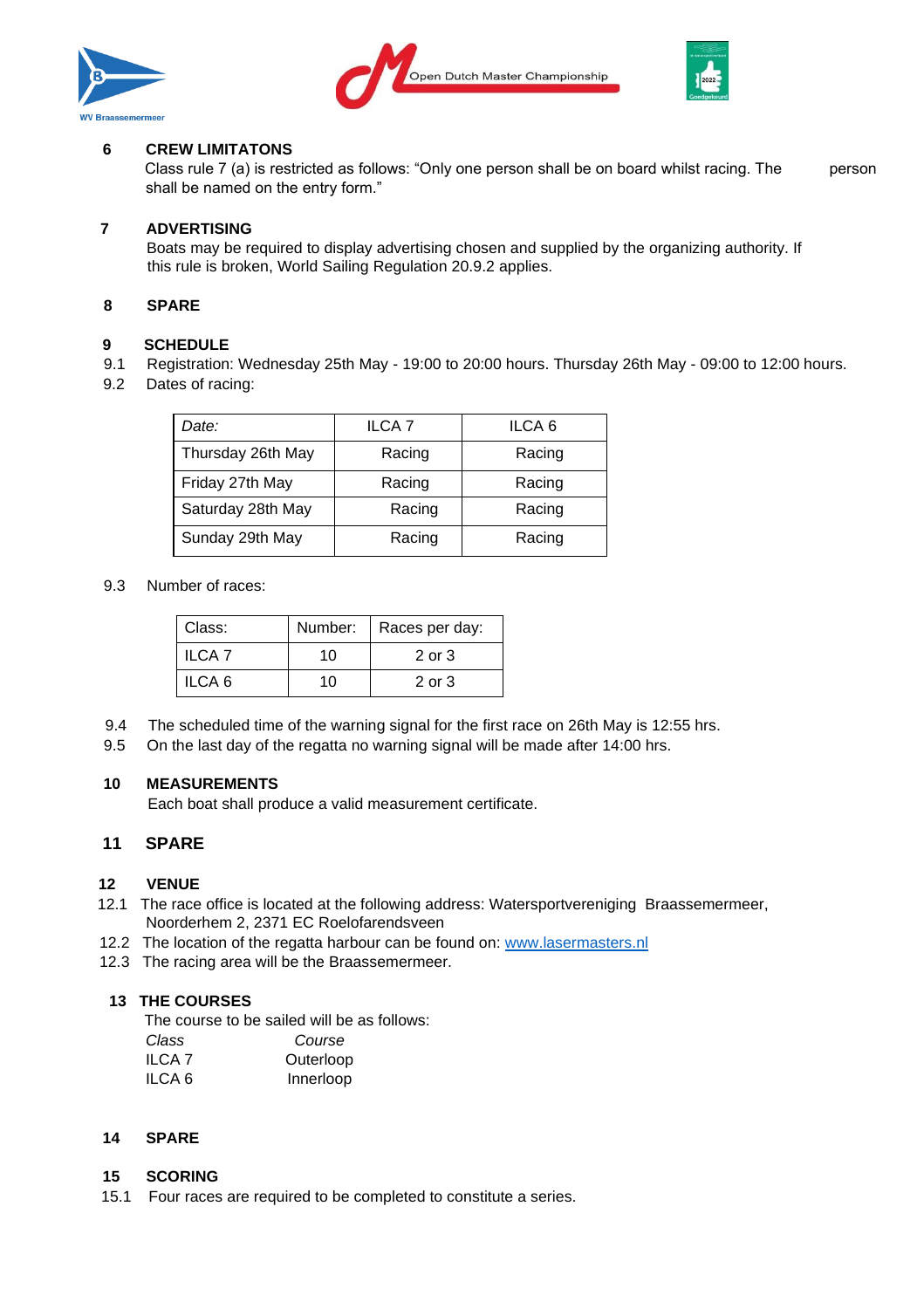## 6 CREW LIMITATONS

Class rule 7 (a) is restricted as follows: "Only one person shall be on board whilst racing. The person shall be named on the entry form."

## 7 ADVERTISING

Boats may be required to display advertising chosen and supplied by the organizing authority. If this rule is broken, World Sailing Regulation 20.9.2 applies.

## 8 SPARE

## 9 SCHEDULE

9.1 Registration: Wednesday 25th May - 19:00 to 20:00 hours. Thursday 26th May - 09:00 to 12:00 hours.

9.2 Dates of racing:

| *Date:* | ILCA 7 | ILCA 6 |
|---|---|---|
| Thursday 26th May | Racing | Racing |
| Friday 27th May | Racing | Racing |
| Saturday 28th May | Racing | Racing |
| Sunday 29th May | Racing | Racing |

9.3 Number of races:

| Class: | Number: | Races per day: |
|---|---|---|
| ILCA 7 | 10 | 2 or 3 |
| ILCA 6 | 10 | 2 or 3 |

9.4 The scheduled time of the warning signal for the first race on 26th May is 12:55 hrs.

9.5 On the last day of the regatta no warning signal will be made after 14:00 hrs.

## 10 MEASUREMENTS

Each boat shall produce a valid measurement certificate.

## 11 SPARE

## 12 VENUE

12.1 The race office is located at the following address: Watersportvereniging Braassemermeer, Noorderhem 2, 2371 EC Roelofarendsveen

12.2 The location of the regatta harbour can be found on: www.lasermasters.nl

12.3 The racing area will be the Braassemermeer.

## 13 THE COURSES

The course to be sailed will be as follows:

| *Class* | *Course* |
|---|---|
| ILCA 7 | Outerloop |
| ILCA 6 | Innerloop |

## 14 SPARE

## 15 SCORING

15.1 Four races are required to be completed to constitute a series.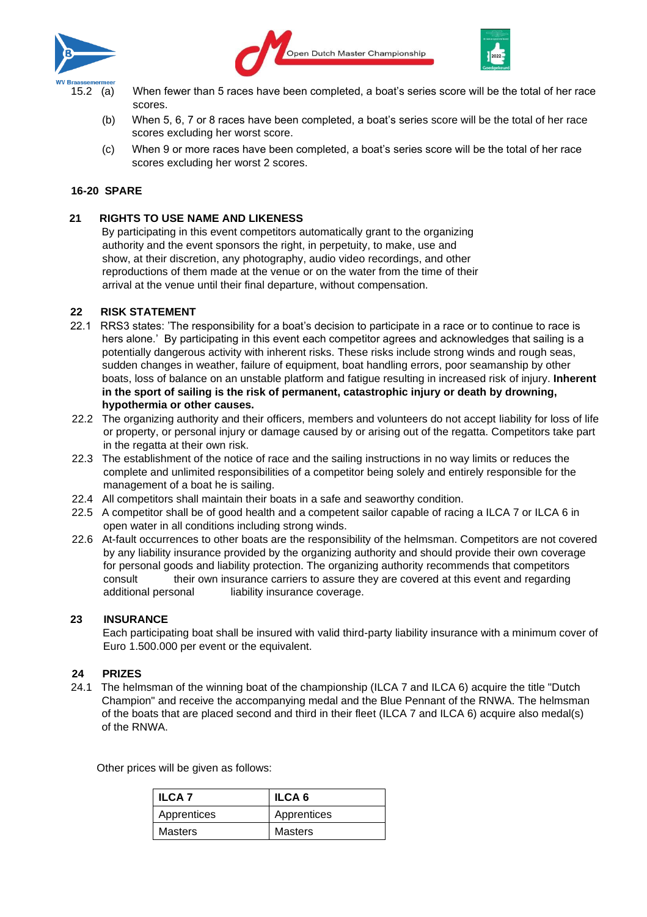15.2 (a) When fewer than 5 races have been completed, a boat's series score will be the total of her race scores.

(b) When 5, 6, 7 or 8 races have been completed, a boat's series score will be the total of her race scores excluding her worst score.

(c) When 9 or more races have been completed, a boat's series score will be the total of her race scores excluding her worst 2 scores.

**16-20 SPARE**

## 21 RIGHTS TO USE NAME AND LIKENESS

By participating in this event competitors automatically grant to the organizing authority and the event sponsors the right, in perpetuity, to make, use and show, at their discretion, any photography, audio video recordings, and other reproductions of them made at the venue or on the water from the time of their arrival at the venue until their final departure, without compensation.

## 22 RISK STATEMENT

22.1 RRS3 states: 'The responsibility for a boat's decision to participate in a race or to continue to race is hers alone.' By participating in this event each competitor agrees and acknowledges that sailing is a potentially dangerous activity with inherent risks. These risks include strong winds and rough seas, sudden changes in weather, failure of equipment, boat handling errors, poor seamanship by other boats, loss of balance on an unstable platform and fatigue resulting in increased risk of injury. **Inherent in the sport of sailing is the risk of permanent, catastrophic injury or death by drowning, hypothermia or other causes.**

22.2 The organizing authority and their officers, members and volunteers do not accept liability for loss of life or property, or personal injury or damage caused by or arising out of the regatta. Competitors take part in the regatta at their own risk.

22.3 The establishment of the notice of race and the sailing instructions in no way limits or reduces the complete and unlimited responsibilities of a competitor being solely and entirely responsible for the management of a boat he is sailing.

22.4 All competitors shall maintain their boats in a safe and seaworthy condition.

22.5 A competitor shall be of good health and a competent sailor capable of racing a ILCA 7 or ILCA 6 in open water in all conditions including strong winds.

22.6 At-fault occurrences to other boats are the responsibility of the helmsman. Competitors are not covered by any liability insurance provided by the organizing authority and should provide their own coverage for personal goods and liability protection. The organizing authority recommends that competitors consult their own insurance carriers to assure they are covered at this event and regarding additional personal liability insurance coverage.

## 23 INSURANCE

Each participating boat shall be insured with valid third-party liability insurance with a minimum cover of Euro 1.500.000 per event or the equivalent.

## 24 PRIZES

24.1 The helmsman of the winning boat of the championship (ILCA 7 and ILCA 6) acquire the title "Dutch Champion" and receive the accompanying medal and the Blue Pennant of the RNWA. The helmsman of the boats that are placed second and third in their fleet (ILCA 7 and ILCA 6) acquire also medal(s) of the RNWA.

Other prices will be given as follows:

| ILCA 7 | ILCA 6 |
|---|---|
| Apprentices | Apprentices |
| Masters | Masters |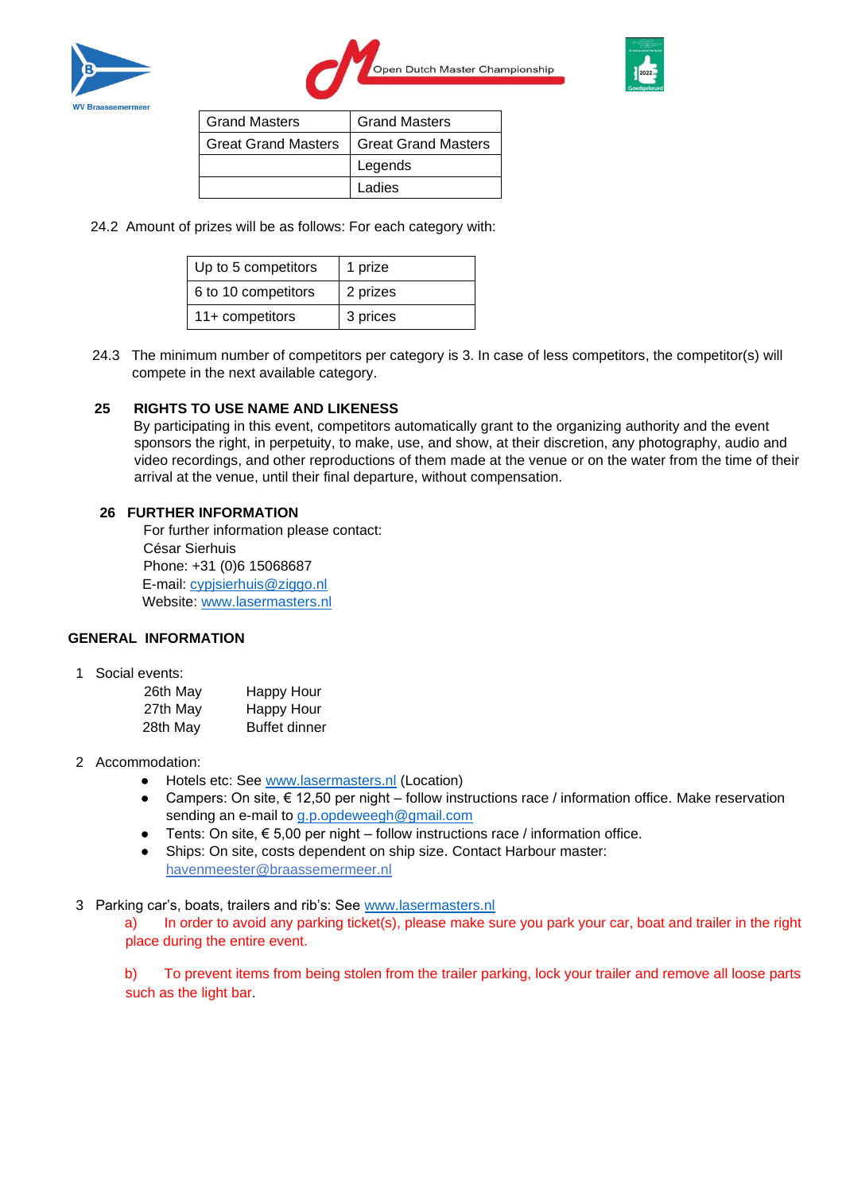| | |
|---|---|
| Grand Masters | Grand Masters |
| Great Grand Masters | Great Grand Masters |
| | Legends |
| | Ladies |

24.2 Amount of prizes will be as follows: For each category with:

| | |
|---|---|
| Up to 5 competitors | 1 prize |
| 6 to 10 competitors | 2 prizes |
| 11+ competitors | 3 prices |

24.3 The minimum number of competitors per category is 3. In case of less competitors, the competitor(s) will compete in the next available category.

## 25 RIGHTS TO USE NAME AND LIKENESS

By participating in this event, competitors automatically grant to the organizing authority and the event sponsors the right, in perpetuity, to make, use, and show, at their discretion, any photography, audio and video recordings, and other reproductions of them made at the venue or on the water from the time of their arrival at the venue, until their final departure, without compensation.

## 26 FURTHER INFORMATION

For further information please contact:
César Sierhuis
Phone: +31 (0)6 15068687
E-mail: cypjsierhuis@ziggo.nl
Website: www.lasermasters.nl

## GENERAL INFORMATION

1 Social events:

| | |
|---|---|
| 26th May | Happy Hour |
| 27th May | Happy Hour |
| 28th May | Buffet dinner |

2 Accommodation:

- Hotels etc: See www.lasermasters.nl (Location)
- Campers: On site, € 12,50 per night – follow instructions race / information office. Make reservation sending an e-mail to g.p.opdeweegh@gmail.com
- Tents: On site, € 5,00 per night – follow instructions race / information office.
- Ships: On site, costs dependent on ship size. Contact Harbour master: havenmeester@braassemermeer.nl

3 Parking car's, boats, trailers and rib's: See www.lasermasters.nl

a) In order to avoid any parking ticket(s), please make sure you park your car, boat and trailer in the right place during the entire event.

b) To prevent items from being stolen from the trailer parking, lock your trailer and remove all loose parts such as the light bar.